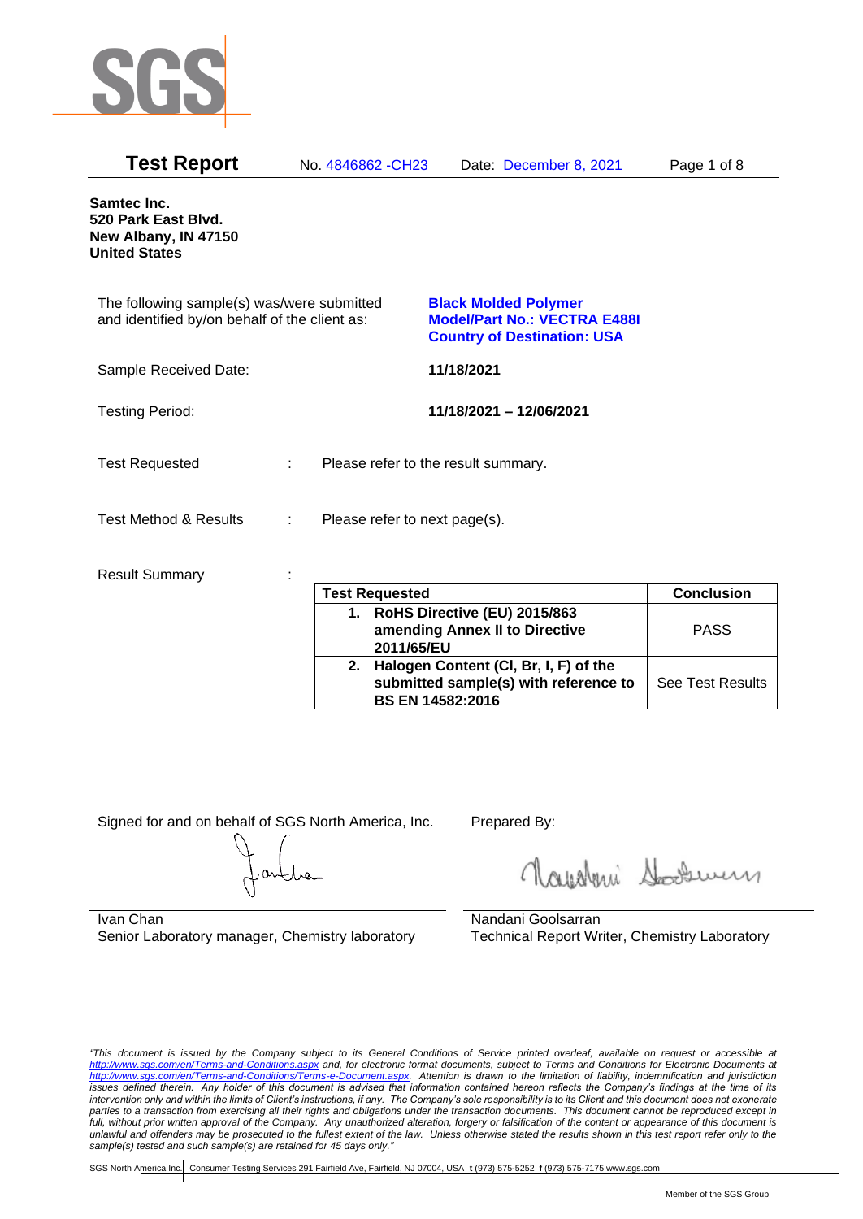# Test Report

No. 4846862 -CH23 Date: December 8, 2021

**Samtec Inc.**
**520 Park East Blvd.**
**New Albany, IN 47150**
**United States**

The following sample(s) was/were submitted and identified by/on behalf of the client as: **Black Molded Polymer**
**Model/Part No.: VECTRA E488I**
**Country of Destination: USA**

Sample Received Date: **11/18/2021**

Testing Period: **11/18/2021 – 12/06/2021**

Test Requested : Please refer to the result summary.

Test Method & Results : Please refer to next page(s).

Result Summary :

| Test Requested | Conclusion |
|---|---|
| **1. RoHS Directive (EU) 2015/863 amending Annex II to Directive 2011/65/EU** | PASS |
| **2. Halogen Content (Cl, Br, I, F) of the submitted sample(s) with reference to BS EN 14582:2016** | See Test Results |

Signed for and on behalf of SGS North America, Inc.

Ivan Chan
Senior Laboratory manager, Chemistry laboratory

Prepared By:

Nandani Goolsarran
Technical Report Writer, Chemistry Laboratory

*"This document is issued by the Company subject to its General Conditions of Service printed overleaf, available on request or accessible at http://www.sgs.com/en/Terms-and-Conditions.aspx and, for electronic format documents, subject to Terms and Conditions for Electronic Documents at http://www.sgs.com/en/Terms-and-Conditions/Terms-e-Document.aspx. Attention is drawn to the limitation of liability, indemnification and jurisdiction issues defined therein. Any holder of this document is advised that information contained hereon reflects the Company's findings at the time of its intervention only and within the limits of Client's instructions, if any. The Company's sole responsibility is to its Client and this document does not exonerate parties to a transaction from exercising all their rights and obligations under the transaction documents. This document cannot be reproduced except in full, without prior written approval of the Company. Any unauthorized alteration, forgery or falsification of the content or appearance of this document is unlawful and offenders may be prosecuted to the fullest extent of the law. Unless otherwise stated the results shown in this test report refer only to the sample(s) tested and such sample(s) are retained for 45 days only."*

SGS North America Inc. Consumer Testing Services 291 Fairfield Ave, Fairfield, NJ 07004, USA t (973) 575-5252 f (973) 575-7175 www.sgs.com

Member of the SGS Group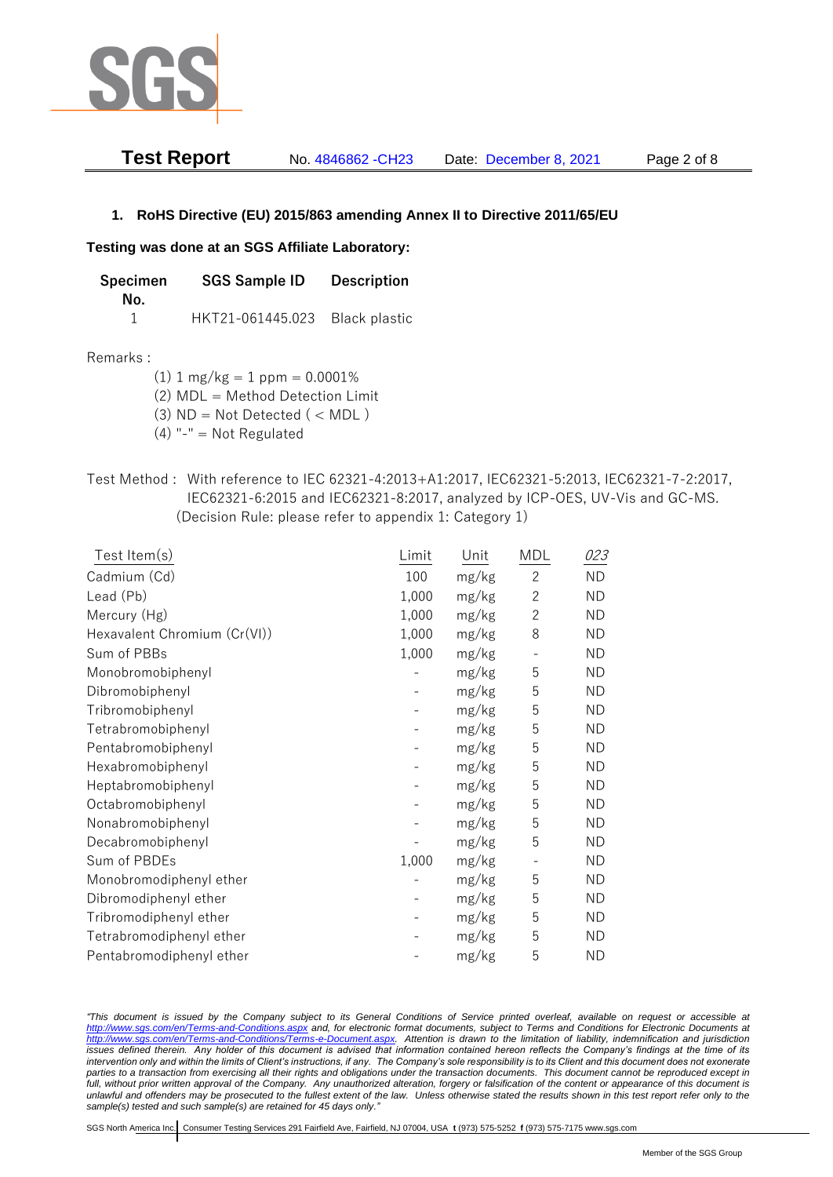## 1. RoHS Directive (EU) 2015/863 amending Annex II to Directive 2011/65/EU

**Testing was done at an SGS Affiliate Laboratory:**

| Specimen No. | SGS Sample ID | Description |
|---|---|---|
| 1 | HKT21-061445.023 | Black plastic |

Remarks :

(1) 1 mg/kg = 1 ppm = 0.0001%
(2) MDL = Method Detection Limit
(3) ND = Not Detected ( < MDL )
(4) "-" = Not Regulated

Test Method : With reference to IEC 62321-4:2013+A1:2017, IEC62321-5:2013, IEC62321-7-2:2017, IEC62321-6:2015 and IEC62321-8:2017, analyzed by ICP-OES, UV-Vis and GC-MS. (Decision Rule: please refer to appendix 1: Category 1)

| Test Item(s) | Limit | Unit | MDL | *023* |
|---|---|---|---|---|
| Cadmium (Cd) | 100 | mg/kg | 2 | ND |
| Lead (Pb) | 1,000 | mg/kg | 2 | ND |
| Mercury (Hg) | 1,000 | mg/kg | 2 | ND |
| Hexavalent Chromium (Cr(VI)) | 1,000 | mg/kg | 8 | ND |
| Sum of PBBs | 1,000 | mg/kg | - | ND |
| Monobromobiphenyl | - | mg/kg | 5 | ND |
| Dibromobiphenyl | - | mg/kg | 5 | ND |
| Tribromobiphenyl | - | mg/kg | 5 | ND |
| Tetrabromobiphenyl | - | mg/kg | 5 | ND |
| Pentabromobiphenyl | - | mg/kg | 5 | ND |
| Hexabromobiphenyl | - | mg/kg | 5 | ND |
| Heptabromobiphenyl | - | mg/kg | 5 | ND |
| Octabromobiphenyl | - | mg/kg | 5 | ND |
| Nonabromobiphenyl | - | mg/kg | 5 | ND |
| Decabromobiphenyl | - | mg/kg | 5 | ND |
| Sum of PBDEs | 1,000 | mg/kg | - | ND |
| Monobromodiphenyl ether | - | mg/kg | 5 | ND |
| Dibromodiphenyl ether | - | mg/kg | 5 | ND |
| Tribromodiphenyl ether | - | mg/kg | 5 | ND |
| Tetrabromodiphenyl ether | - | mg/kg | 5 | ND |
| Pentabromodiphenyl ether | - | mg/kg | 5 | ND |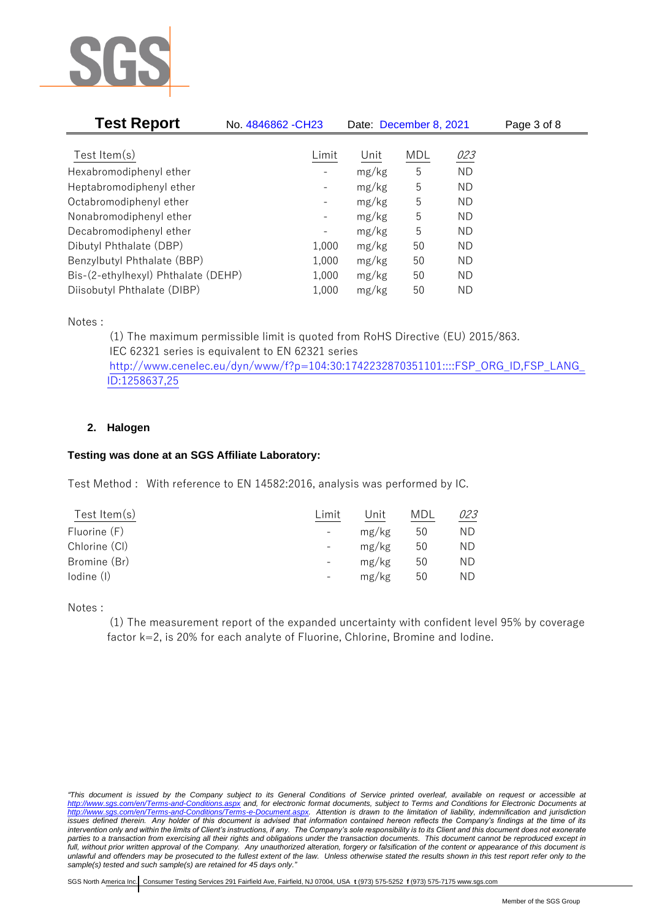| Test Item(s) | Limit | Unit | MDL | *023* |
|---|---|---|---|---|
| Hexabromodiphenyl ether | - | mg/kg | 5 | ND |
| Heptabromodiphenyl ether | - | mg/kg | 5 | ND |
| Octabromodiphenyl ether | - | mg/kg | 5 | ND |
| Nonabromodiphenyl ether | - | mg/kg | 5 | ND |
| Decabromodiphenyl ether | - | mg/kg | 5 | ND |
| Dibutyl Phthalate (DBP) | 1,000 | mg/kg | 50 | ND |
| Benzylbutyl Phthalate (BBP) | 1,000 | mg/kg | 50 | ND |
| Bis-(2-ethylhexyl) Phthalate (DEHP) | 1,000 | mg/kg | 50 | ND |
| Diisobutyl Phthalate (DIBP) | 1,000 | mg/kg | 50 | ND |

Notes :

(1) The maximum permissible limit is quoted from RoHS Directive (EU) 2015/863.
IEC 62321 series is equivalent to EN 62321 series
http://www.cenelec.eu/dyn/www/f?p=104:30:1742232870351101::::FSP_ORG_ID,FSP_LANG_ID:1258637,25

## 2. Halogen

**Testing was done at an SGS Affiliate Laboratory:**

Test Method : With reference to EN 14582:2016, analysis was performed by IC.

| Test Item(s) | Limit | Unit | MDL | *023* |
|---|---|---|---|---|
| Fluorine (F) | - | mg/kg | 50 | ND |
| Chlorine (Cl) | - | mg/kg | 50 | ND |
| Bromine (Br) | - | mg/kg | 50 | ND |
| Iodine (I) | - | mg/kg | 50 | ND |

Notes :

(1) The measurement report of the expanded uncertainty with confident level 95% by coverage factor k=2, is 20% for each analyte of Fluorine, Chlorine, Bromine and Iodine.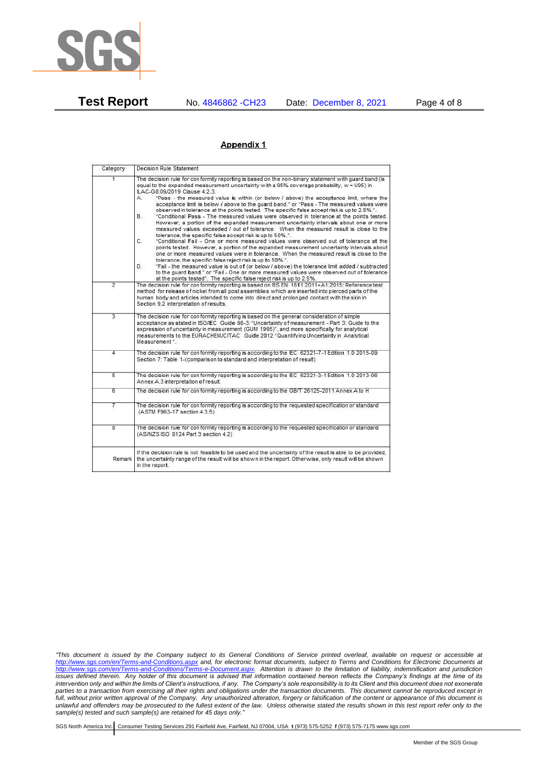## Appendix 1

| Category | Decision Rule Statement |
|---|---|
| 1 | The decision rule for conformity reporting is based on the non-binary statement with guard band (is equal to the expanded measurement uncertainty with a 95% coverage probability, w = U95) in ILAC-G8:09/2019 Clause 4.2.3.<br>A. "Pass - the measured value is within (or below / above) the acceptance limit, where the acceptance limit is below / above to the guard band." or "Pass - The measured values were observed in tolerance at the points tested. The specific false accept risk is up to 2.5%.".<br>B. "Conditional Pass - The measured values were observed in tolerance at the points tested. However, a portion of the expanded measurement uncertainty intervals about one or more measured values exceeded / out of tolerance. When the measured result is close to the tolerance, the specific false accept risk is up to 50%.".<br>C. "Conditional Fail - One or more measured values were observed out of tolerance at the points tested. However, a portion of the expanded measurement uncertainty intervals about one or more measured values were in tolerance. When the measured result is close to the tolerance, the specific false reject risk is up to 50%.".<br>D. "Fail - the measured value is out of (or below / above) the tolerance limit added / subtracted to the guard band." or "Fail - One or more measured values were observed out of tolerance at the points tested". The specific false reject risk is up to 2.5%. |
| 2 | The decision rule for conformity reporting is based on BS EN 1811:2011+A1:2015: Reference test method for release of nickel from all post assemblies which are inserted into pierced parts of the human body and articles intended to come into direct and prolonged contact with the skin in Section 9.2 interpretation of results. |
| 3 | The decision rule for conformity reporting is based on the general consideration of simple acceptance as stated in ISO/IEC Guide 98-3: "Uncertainty of measurement - Part 3: Guide to the expression of uncertainty in measurement (GUM 1995)", and more specifically for analytical measurements to the EURACHEM/CITAC Guide 2012 "Quantifying Uncertainty in Analytical Measurement ". |
| 4 | The decision rule for conformity reporting is according to the IEC 62321-7-1 Edition 1.0 2015-09 Section 7: Table 1-(comparison to standard and interpretation of result) |
| 5 | The decision rule for conformity reporting is according to the IEC 62321-3-1 Edition 1.0 2013-06 Annex A.3 interpretation of result. |
| 6 | The decision rule for conformity reporting is according to the GB/T 26125-2011 Annex A to H |
| 7 | The decision rule for conformity reporting is according to the requested specification or standard (ASTM F963-17 section 4.3.5) |
| 8 | The decision rule for conformity reporting is according to the requested specification or standard (AS/NZS ISO 8124 Part 3 section 4.2) |
| Remark | If the decision rule is not feasible to be used and the uncertainty of the result is able to be provided, the uncertainty range of the result will be shown in the report. Otherwise, only result will be shown in the report. |

*"This document is issued by the Company subject to its General Conditions of Service printed overleaf, available on request or accessible at http://www.sgs.com/en/Terms-and-Conditions.aspx and, for electronic format documents, subject to Terms and Conditions for Electronic Documents at http://www.sgs.com/en/Terms-and-Conditions/Terms-e-Document.aspx. Attention is drawn to the limitation of liability, indemnification and jurisdiction issues defined therein. Any holder of this document is advised that information contained hereon reflects the Company's findings at the time of its intervention only and within the limits of Client's instructions, if any. The Company's sole responsibility is to its Client and this document does not exonerate parties to a transaction from exercising all their rights and obligations under the transaction documents. This document cannot be reproduced except in full, without prior written approval of the Company. Any unauthorized alteration, forgery or falsification of the content or appearance of this document is unlawful and offenders may be prosecuted to the fullest extent of the law. Unless otherwise stated the results shown in this test report refer only to the sample(s) tested and such sample(s) are retained for 45 days only."*

SGS North America Inc. Consumer Testing Services 291 Fairfield Ave, Fairfield, NJ 07004, USA t (973) 575-5252 f (973) 575-7175 www.sgs.com

Member of the SGS Group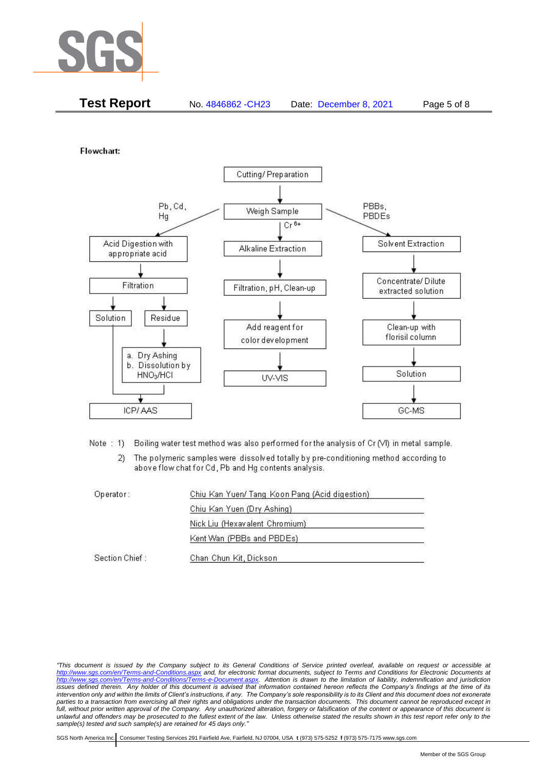**Flowchart:**

Cutting/ Preparation → Weigh Sample

- **Pb, Cd, Hg:** Acid Digestion with appropriate acid → Filtration → Solution / Residue
  - Residue → a. Dry Ashing b. Dissolution by $HNO_3$/HCl
  - Solution and dissolved residue → ICP/ AAS
- **$Cr^{6+}$:** Alkaline Extraction → Filtration, pH, Clean-up → Add reagent for color development → UV-VIS
- **PBBs, PBDEs:** Solvent Extraction → Concentrate/ Dilute extracted solution → Clean-up with florisil column → Solution → GC-MS

Note : 1) Boiling water test method was also performed for the analysis of Cr (VI) in metal sample.

2) The polymeric samples were dissolved totally by pre-conditioning method according to above flow chat for Cd, Pb and Hg contents analysis.

| | |
|---|---|
| Operator: | Chiu Kan Yuen/ Tang Koon Pang (Acid digestion) |
| | Chiu Kan Yuen (Dry Ashing) |
| | Nick Liu (Hexavalent Chromium) |
| | Kent Wan (PBBs and PBDEs) |
| Section Chief : | Chan Chun Kit, Dickson |

*"This document is issued by the Company subject to its General Conditions of Service printed overleaf, available on request or accessible at http://www.sgs.com/en/Terms-and-Conditions.aspx and, for electronic format documents, subject to Terms and Conditions for Electronic Documents at http://www.sgs.com/en/Terms-and-Conditions/Terms-e-Document.aspx. Attention is drawn to the limitation of liability, indemnification and jurisdiction issues defined therein. Any holder of this document is advised that information contained hereon reflects the Company's findings at the time of its intervention only and within the limits of Client's instructions, if any. The Company's sole responsibility is to its Client and this document does not exonerate parties to a transaction from exercising all their rights and obligations under the transaction documents. This document cannot be reproduced except in full, without prior written approval of the Company. Any unauthorized alteration, forgery or falsification of the content or appearance of this document is unlawful and offenders may be prosecuted to the fullest extent of the law. Unless otherwise stated the results shown in this test report refer only to the sample(s) tested and such sample(s) are retained for 45 days only."*

SGS North America Inc. | Consumer Testing Services 291 Fairfield Ave, Fairfield, NJ 07004, USA t (973) 575-5252 f (973) 575-7175 www.sgs.com

Member of the SGS Group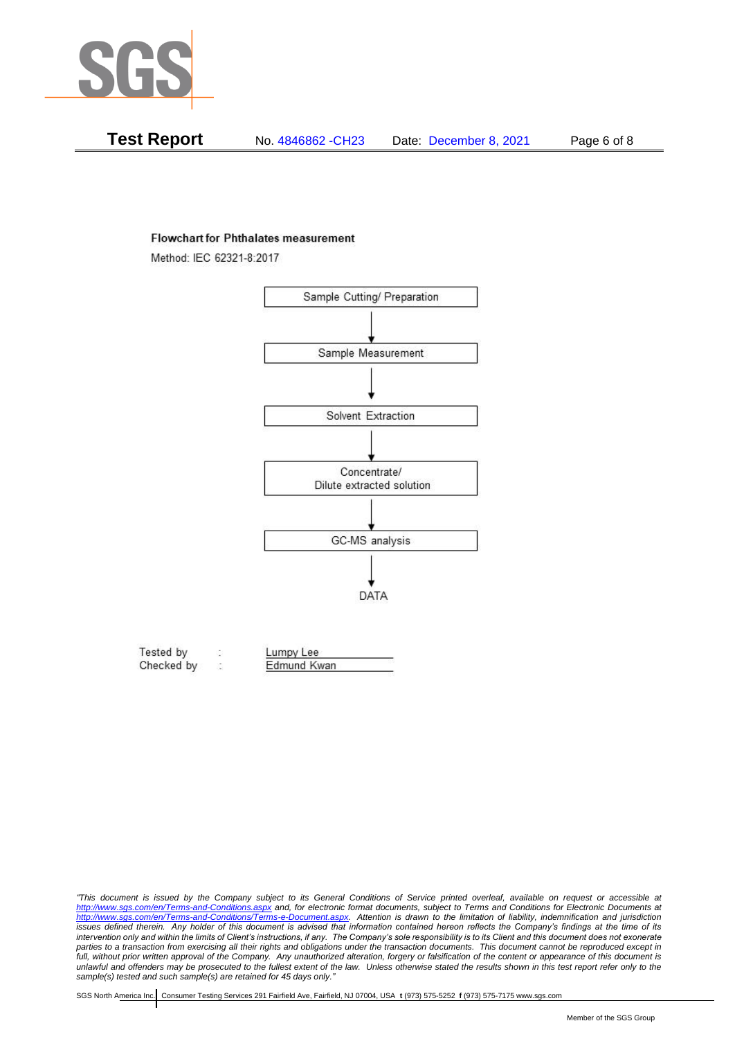**Test Report** No. 4846862 -CH23 Date: December 8, 2021

**Flowchart for Phthalates measurement**

Method: IEC 62321-8:2017

Sample Cutting/ Preparation

↓

Sample Measurement

↓

Solvent Extraction

↓

Concentrate/
Dilute extracted solution

↓

GC-MS analysis

↓

DATA

Tested by : Lumpy Lee
Checked by : Edmund Kwan

*"This document is issued by the Company subject to its General Conditions of Service printed overleaf, available on request or accessible at http://www.sgs.com/en/Terms-and-Conditions.aspx and, for electronic format documents, subject to Terms and Conditions for Electronic Documents at http://www.sgs.com/en/Terms-and-Conditions/Terms-e-Document.aspx. Attention is drawn to the limitation of liability, indemnification and jurisdiction issues defined therein. Any holder of this document is advised that information contained hereon reflects the Company's findings at the time of its intervention only and within the limits of Client's instructions, if any. The Company's sole responsibility is to its Client and this document does not exonerate parties to a transaction from exercising all their rights and obligations under the transaction documents. This document cannot be reproduced except in full, without prior written approval of the Company. Any unauthorized alteration, forgery or falsification of the content or appearance of this document is unlawful and offenders may be prosecuted to the fullest extent of the law. Unless otherwise stated the results shown in this test report refer only to the sample(s) tested and such sample(s) are retained for 45 days only."*

SGS North America Inc. | Consumer Testing Services 291 Fairfield Ave, Fairfield, NJ 07004, USA **t** (973) 575-5252 **f** (973) 575-7175 www.sgs.com

Member of the SGS Group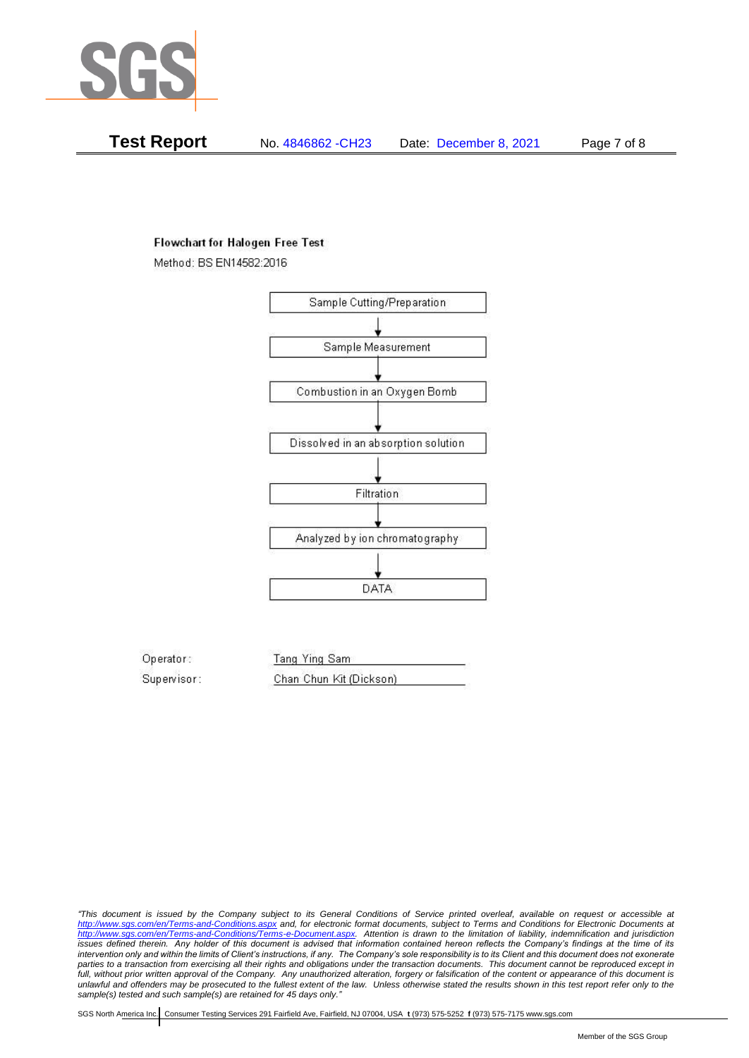**Flowchart for Halogen Free Test**

Method: BS EN14582:2016

Sample Cutting/Preparation
↓
Sample Measurement
↓
Combustion in an Oxygen Bomb
↓
Dissolved in an absorption solution
↓
Filtration
↓
Analyzed by ion chromatography
↓
DATA

Operator: Tang Ying Sam

Supervisor: Chan Chun Kit (Dickson)

*"This document is issued by the Company subject to its General Conditions of Service printed overleaf, available on request or accessible at http://www.sgs.com/en/Terms-and-Conditions.aspx and, for electronic format documents, subject to Terms and Conditions for Electronic Documents at http://www.sgs.com/en/Terms-and-Conditions/Terms-e-Document.aspx. Attention is drawn to the limitation of liability, indemnification and jurisdiction issues defined therein. Any holder of this document is advised that information contained hereon reflects the Company's findings at the time of its intervention only and within the limits of Client's instructions, if any. The Company's sole responsibility is to its Client and this document does not exonerate parties to a transaction from exercising all their rights and obligations under the transaction documents. This document cannot be reproduced except in full, without prior written approval of the Company. Any unauthorized alteration, forgery or falsification of the content or appearance of this document is unlawful and offenders may be prosecuted to the fullest extent of the law. Unless otherwise stated the results shown in this test report refer only to the sample(s) tested and such sample(s) are retained for 45 days only."*

SGS North America Inc. | Consumer Testing Services 291 Fairfield Ave, Fairfield, NJ 07004, USA **t** (973) 575-5252 **f** (973) 575-7175 www.sgs.com

Member of the SGS Group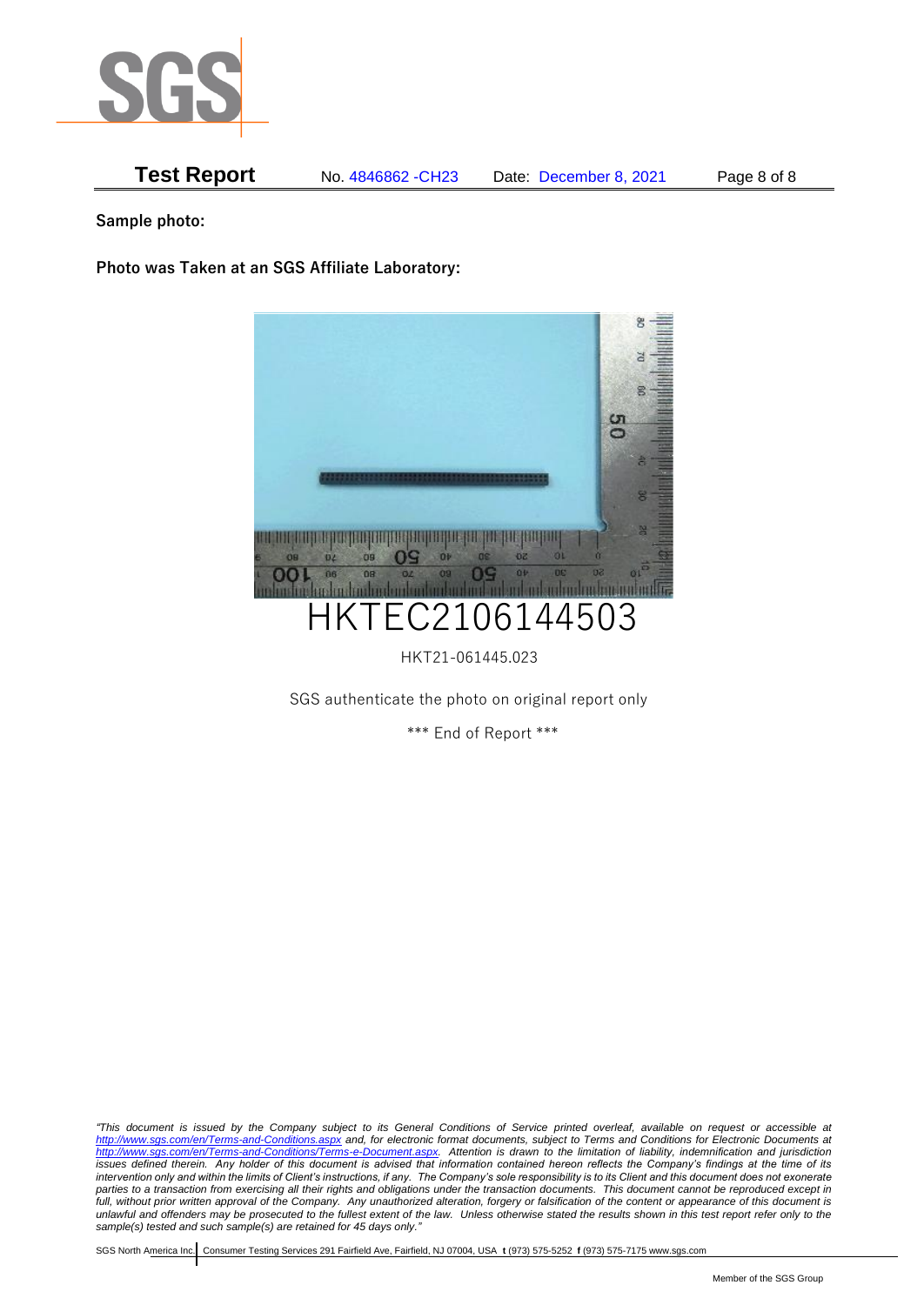**Test Report** No. 4846862 -CH23 Date: December 8, 2021

**Sample photo:**

**Photo was Taken at an SGS Affiliate Laboratory:**

HKTEC2106144503

HKT21-061445.023

SGS authenticate the photo on original report only

\*\*\* End of Report \*\*\*

*"This document is issued by the Company subject to its General Conditions of Service printed overleaf, available on request or accessible at http://www.sgs.com/en/Terms-and-Conditions.aspx and, for electronic format documents, subject to Terms and Conditions for Electronic Documents at http://www.sgs.com/en/Terms-and-Conditions/Terms-e-Document.aspx. Attention is drawn to the limitation of liability, indemnification and jurisdiction issues defined therein. Any holder of this document is advised that information contained hereon reflects the Company's findings at the time of its intervention only and within the limits of Client's instructions, if any. The Company's sole responsibility is to its Client and this document does not exonerate parties to a transaction from exercising all their rights and obligations under the transaction documents. This document cannot be reproduced except in full, without prior written approval of the Company. Any unauthorized alteration, forgery or falsification of the content or appearance of this document is unlawful and offenders may be prosecuted to the fullest extent of the law. Unless otherwise stated the results shown in this test report refer only to the sample(s) tested and such sample(s) are retained for 45 days only."*

SGS North America Inc. | Consumer Testing Services 291 Fairfield Ave, Fairfield, NJ 07004, USA **t** (973) 575-5252 **f** (973) 575-7175 www.sgs.com

Member of the SGS Group